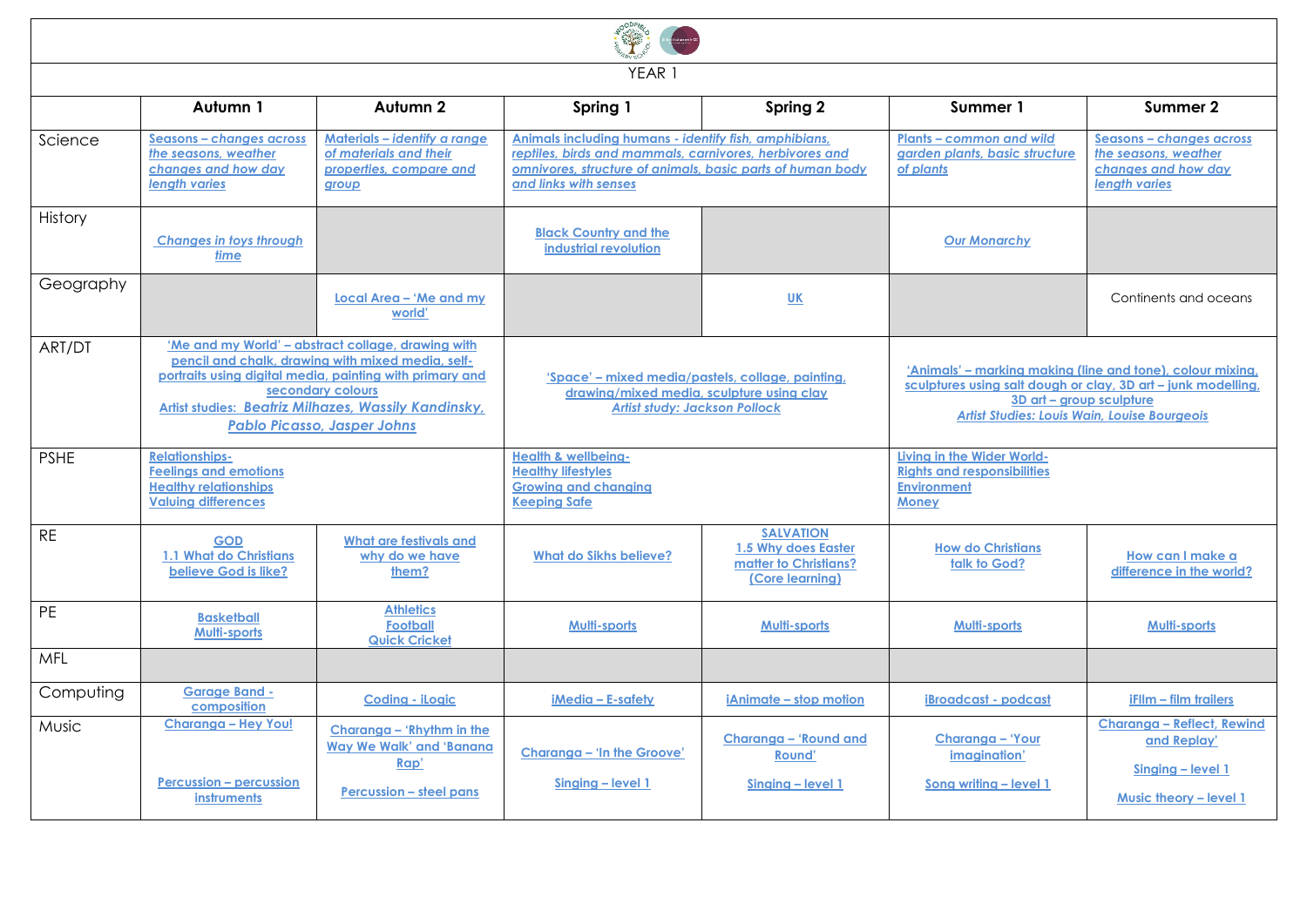YEAR 1

| | Autumn 1 | Autumn 2 | Spring 1 | Spring 2 | Summer 1 | Summer 2 |
|---|---|---|---|---|---|---|
| Science | Seasons – *changes across the seasons, weather changes and how day length varies* | Materials – *identify a range of materials and their properties, compare and group* | Animals including humans - *identify fish, amphibians, reptiles, birds and mammals, carnivores, herbivores and omnivores, structure of animals, basic parts of human body and links with senses* | | Plants – *common and wild garden plants, basic structure of plants* | Seasons – *changes across the seasons, weather changes and how day length varies* |
| History | *Changes in toys through time* | | Black Country and the industrial revolution | | *Our Monarchy* | |
| Geography | | Local Area – 'Me and my world' | | UK | | Continents and oceans |
| ART/DT | 'Me and my World' – abstract collage, drawing with pencil and chalk, drawing with mixed media, self-portraits using digital media, painting with primary and secondary colours<br>Artist studies: *Beatriz Milhazes, Wassily Kandinsky, Pablo Picasso, Jasper Johns* | | 'Space' – mixed media/pastels, collage, painting, drawing/mixed media, sculpture using clay<br>*Artist study: Jackson Pollock* | | 'Animals' – marking making (line and tone), colour mixing, sculptures using salt dough or clay, 3D art – junk modelling, 3D art – group sculpture<br>*Artist Studies: Louis Wain, Louise Bourgeois* | |
| PSHE | Relationships-<br>Feelings and emotions<br>Healthy relationships<br>Valuing differences | | Health & wellbeing-<br>Healthy lifestyles<br>Growing and changing<br>Keeping Safe | | Living in the Wider World-<br>Rights and responsibilities<br>Environment<br>Money | |
| RE | GOD<br>1.1 What do Christians believe God is like? | What are festivals and why do we have them? | What do Sikhs believe? | SALVATION<br>1.5 Why does Easter matter to Christians? (Core learning) | How do Christians talk to God? | How can I make a difference in the world? |
| PE | Basketball<br>Multi-sports | Athletics<br>Football<br>Quick Cricket | Multi-sports | Multi-sports | Multi-sports | Multi-sports |
| MFL | | | | | | |
| Computing | Garage Band - composition | Coding - iLogic | iMedia – E-safety | iAnimate – stop motion | iBroadcast - podcast | iFIlm – film trailers |
| Music | Charanga – Hey You!<br><br>Percussion – percussion instruments | Charanga – 'Rhythm in the Way We Walk' and 'Banana Rap'<br><br>Percussion – steel pans | Charanga – 'In the Groove'<br><br>Singing – level 1 | Charanga – 'Round and Round'<br><br>Singing – level 1 | Charanga – 'Your imagination'<br><br>Song writing – level 1 | Charanga – Reflect, Rewind and Replay'<br><br>Singing – level 1<br><br>Music theory – level 1 |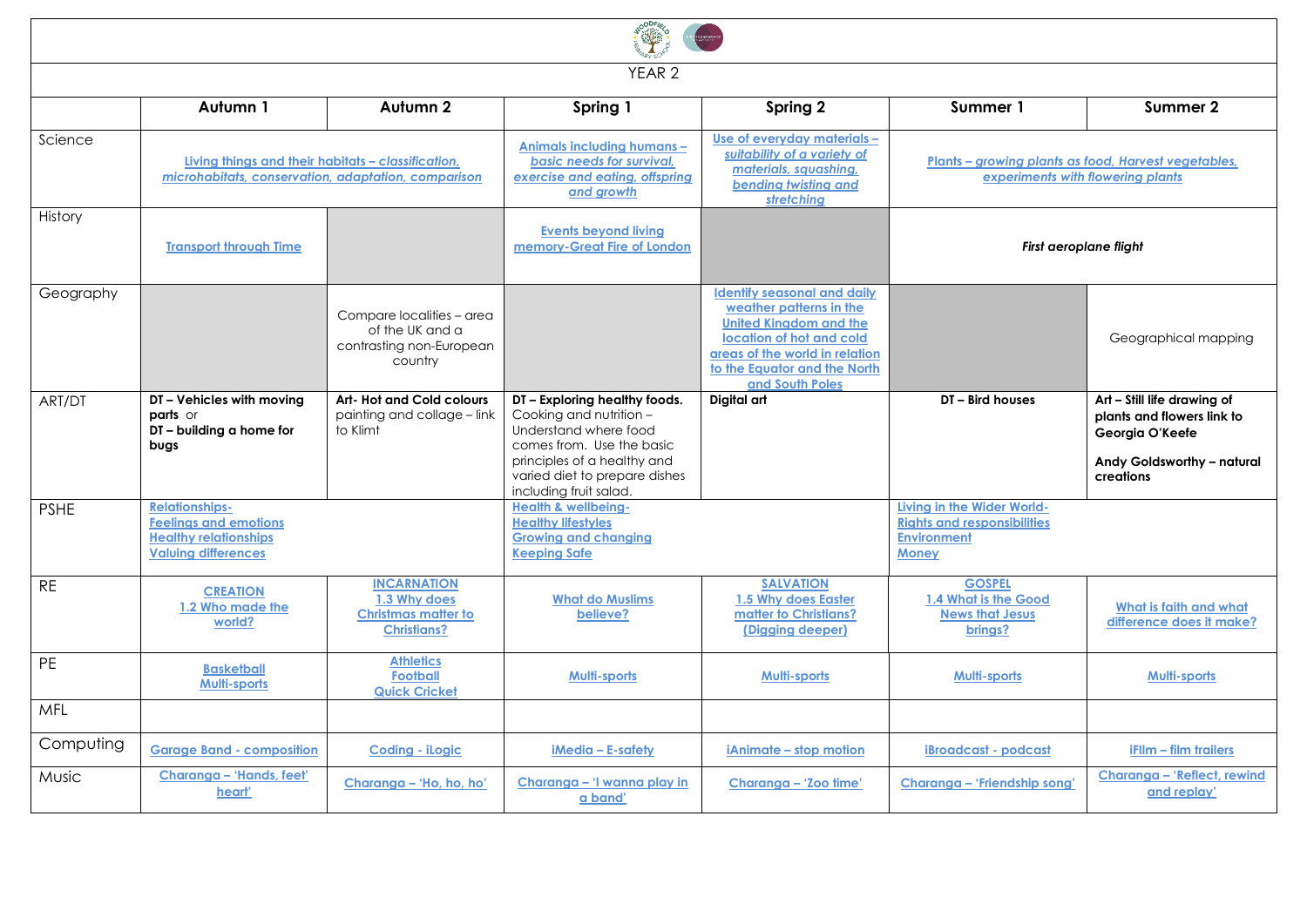# YEAR 2

| | Autumn 1 | Autumn 2 | Spring 1 | Spring 2 | Summer 1 | Summer 2 |
|---|---|---|---|---|---|---|
| Science | Living things and their habitats – *classification, microhabitats, conservation, adaptation, comparison* | | Animals including humans – *basic needs for survival, exercise and eating, offspring and growth* | Use of everyday materials – *suitability of a variety of materials, squashing, bending twisting and stretching* | Plants – *growing plants as food, Harvest vegetables, experiments with flowering plants* | |
| History | Transport through Time | | Events beyond living memory-Great Fire of London | | ***First aeroplane flight*** | |
| Geography | | Compare localities – area of the UK and a contrasting non-European country | | Identify seasonal and daily weather patterns in the United Kingdom and the location of hot and cold areas of the world in relation to the Equator and the North and South Poles | | Geographical mapping |
| ART/DT | **DT – Vehicles with moving parts** or **DT – building a home for bugs** | **Art- Hot and Cold colours** painting and collage – link to Klimt | **DT – Exploring healthy foods.** Cooking and nutrition – Understand where food comes from. Use the basic principles of a healthy and varied diet to prepare dishes including fruit salad. | **Digital art** | **DT – Bird houses** | **Art – Still life drawing of plants and flowers link to Georgia O'Keefe**<br><br>**Andy Goldsworthy – natural creations** |
| PSHE | **Relationships-**<br>**Feelings and emotions**<br>**Healthy relationships**<br>**Valuing differences** | | **Health & wellbeing-**<br>**Healthy lifestyles**<br>**Growing and changing**<br>**Keeping Safe** | | **Living in the Wider World-**<br>**Rights and responsibilities**<br>**Environment**<br>**Money** | |
| RE | **CREATION**<br>**1.2 Who made the world?** | **INCARNATION**<br>**1.3 Why does Christmas matter to Christians?** | **What do Muslims believe?** | **SALVATION**<br>**1.5 Why does Easter matter to Christians? (Digging deeper)** | **GOSPEL**<br>**1.4 What is the Good News that Jesus brings?** | **What is faith and what difference does it make?** |
| PE | **Basketball**<br>**Multi-sports** | **Athletics**<br>**Football**<br>**Quick Cricket** | **Multi-sports** | **Multi-sports** | **Multi-sports** | **Multi-sports** |
| MFL | | | | | | |
| Computing | **Garage Band - composition** | **Coding - iLogic** | **iMedia – E-safety** | **iAnimate – stop motion** | **iBroadcast - podcast** | **iFilm – film trailers** |
| Music | **Charanga – 'Hands, feet' heart'** | **Charanga – 'Ho, ho, ho'** | **Charanga – 'I wanna play in a band'** | **Charanga – 'Zoo time'** | **Charanga – 'Friendship song'** | **Charanga – 'Reflect, rewind and replay'** |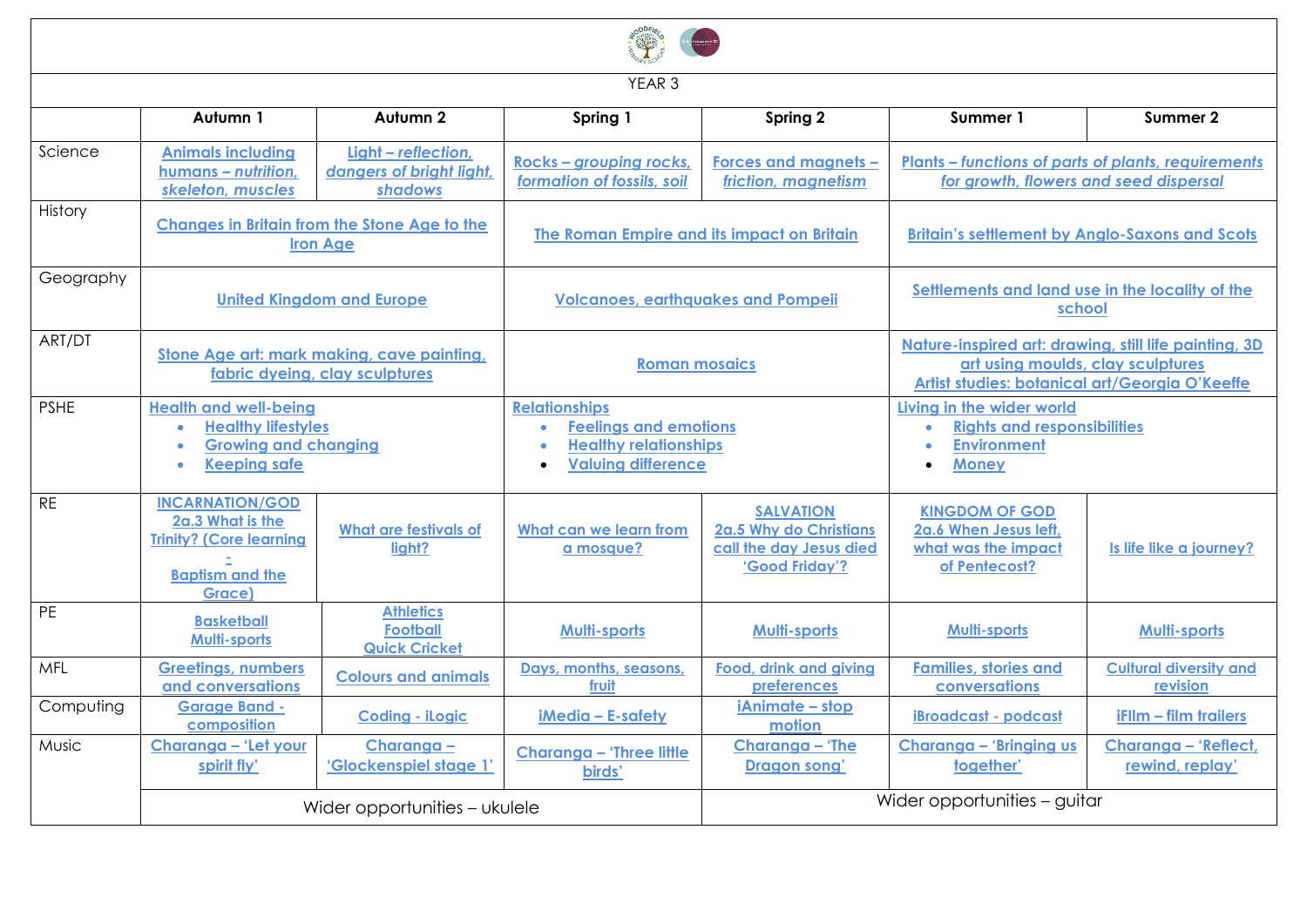YEAR 3

| | Autumn 1 | Autumn 2 | Spring 1 | Spring 2 | Summer 1 | Summer 2 |
|---|---|---|---|---|---|---|
| Science | Animals including humans – *nutrition, skeleton, muscles* | Light – *reflection, dangers of bright light, shadows* | Rocks – *grouping rocks, formation of fossils, soil* | Forces and magnets – *friction, magnetism* | Plants – *functions of parts of plants, requirements for growth, flowers and seed dispersal* | |
| History | Changes in Britain from the Stone Age to the Iron Age | | The Roman Empire and its impact on Britain | | Britain's settlement by Anglo-Saxons and Scots | |
| Geography | United Kingdom and Europe | | Volcanoes, earthquakes and Pompeii | | Settlements and land use in the locality of the school | |
| ART/DT | Stone Age art: mark making, cave painting, fabric dyeing, clay sculptures | | Roman mosaics | | Nature-inspired art: drawing, still life painting, 3D art using moulds, clay sculptures<br>Artist studies: botanical art/Georgia O'Keeffe | |
| PSHE | Health and well-being<br>• Healthy lifestyles<br>• Growing and changing<br>• Keeping safe | | Relationships<br>• Feelings and emotions<br>• Healthy relationships<br>• Valuing difference | | Living in the wider world<br>• Rights and responsibilities<br>• Environment<br>• Money | |
| RE | INCARNATION/GOD<br>2a.3 What is the Trinity? (Core learning - Baptism and the Grace) | What are festivals of light? | What can we learn from a mosque? | SALVATION<br>2a.5 Why do Christians call the day Jesus died 'Good Friday'? | KINGDOM OF GOD<br>2a.6 When Jesus left, what was the impact of Pentecost? | Is life like a journey? |
| PE | Basketball<br>Multi-sports | Athletics<br>Football<br>Quick Cricket | Multi-sports | Multi-sports | Multi-sports | Multi-sports |
| MFL | Greetings, numbers and conversations | Colours and animals | Days, months, seasons, fruit | Food, drink and giving preferences | Families, stories and conversations | Cultural diversity and revision |
| Computing | Garage Band - composition | Coding - iLogic | iMedia – E-safety | iAnimate – stop motion | iBroadcast - podcast | iFIlm – film trailers |
| Music | Charanga – 'Let your spirit fly' | Charanga – 'Glockenspiel stage 1' | Charanga – 'Three little birds' | Charanga – 'The Dragon song' | Charanga – 'Bringing us together' | Charanga – 'Reflect, rewind, replay' |
| | Wider opportunities – ukulele | | | Wider opportunities – guitar | | |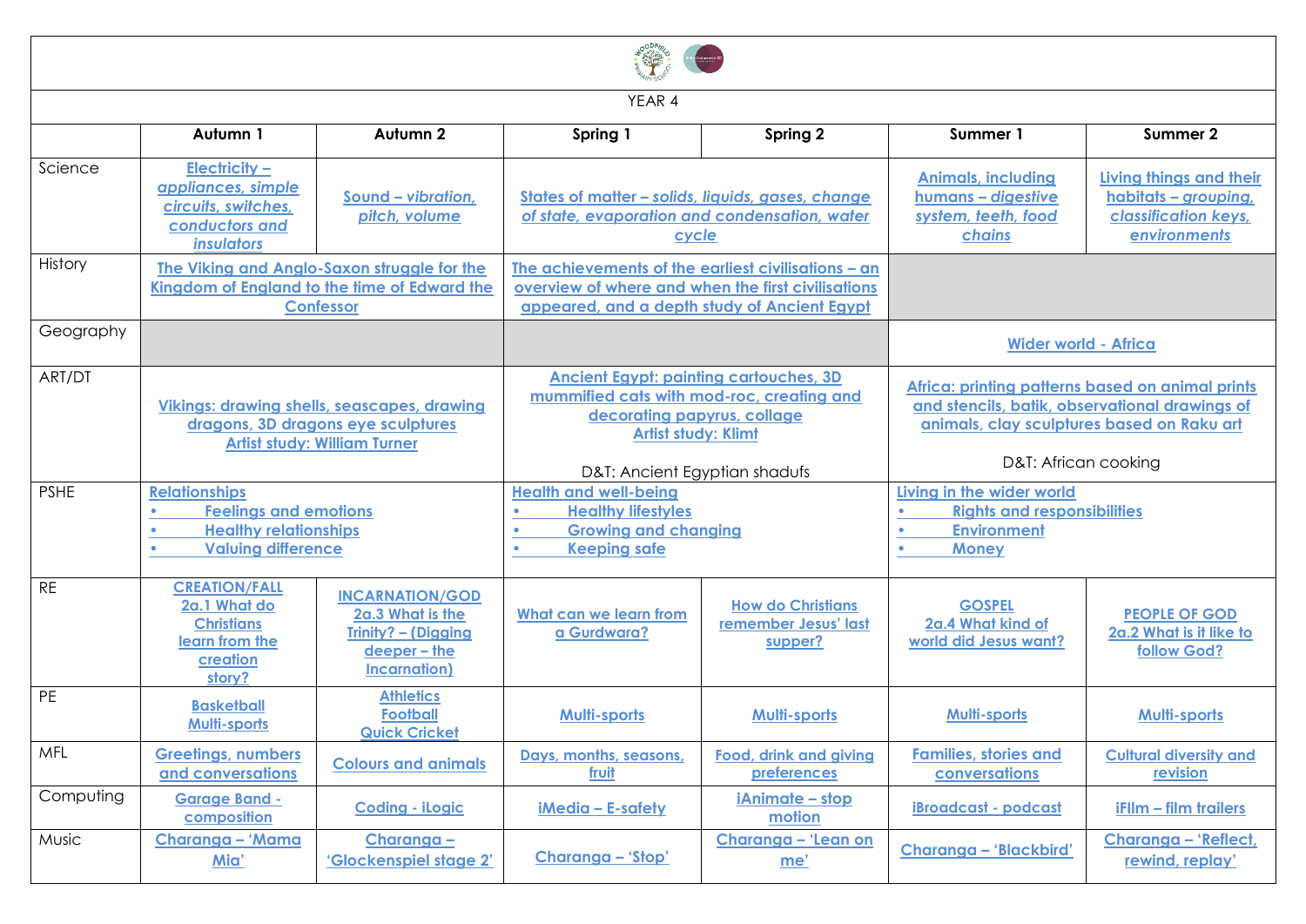YEAR 4

| | Autumn 1 | Autumn 2 | Spring 1 | Spring 2 | Summer 1 | Summer 2 |
|---|---|---|---|---|---|---|
| Science | Electricity – *appliances, simple circuits, switches, conductors and insulators* | Sound – *vibration, pitch, volume* | States of matter – *solids, liquids, gases, change of state, evaporation and condensation, water cycle* | | Animals, including humans – *digestive system, teeth, food chains* | Living things and their habitats – *grouping, classification keys, environments* |
| History | The Viking and Anglo-Saxon struggle for the Kingdom of England to the time of Edward the Confessor | | The achievements of the earliest civilisations – an overview of where and when the first civilisations appeared, and a depth study of Ancient Egypt | | | |
| Geography | | | | | Wider world - Africa | |
| ART/DT | Vikings: drawing shells, seascapes, drawing dragons, 3D dragons eye sculptures<br>Artist study: William Turner | | Ancient Egypt: painting cartouches, 3D mummified cats with mod-roc, creating and decorating papyrus, collage<br>Artist study: Klimt<br><br>D&T: Ancient Egyptian shadufs | | Africa: printing patterns based on animal prints and stencils, batik, observational drawings of animals, clay sculptures based on Raku art<br><br>D&T: African cooking | |
| PSHE | Relationships<br>• Feelings and emotions<br>• Healthy relationships<br>• Valuing difference | | Health and well-being<br>• Healthy lifestyles<br>• Growing and changing<br>• Keeping safe | | Living in the wider world<br>• Rights and responsibilities<br>• Environment<br>• Money | |
| RE | CREATION/FALL<br>2a.1 What do Christians learn from the creation story? | INCARNATION/GOD<br>2a.3 What is the Trinity? – (Digging deeper – the Incarnation) | What can we learn from a Gurdwara? | How do Christians remember Jesus' last supper? | GOSPEL<br>2a.4 What kind of world did Jesus want? | PEOPLE OF GOD<br>2a.2 What is it like to follow God? |
| PE | Basketball<br>Multi-sports | Athletics<br>Football<br>Quick Cricket | Multi-sports | Multi-sports | Multi-sports | Multi-sports |
| MFL | Greetings, numbers and conversations | Colours and animals | Days, months, seasons, fruit | Food, drink and giving preferences | Families, stories and conversations | Cultural diversity and revision |
| Computing | Garage Band - composition | Coding - iLogic | iMedia – E-safety | iAnimate – stop motion | iBroadcast - podcast | iFIlm – film trailers |
| Music | Charanga – 'Mama Mia' | Charanga – 'Glockenspiel stage 2' | Charanga – 'Stop' | Charanga – 'Lean on me' | Charanga – 'Blackbird' | Charanga – 'Reflect, rewind, replay' |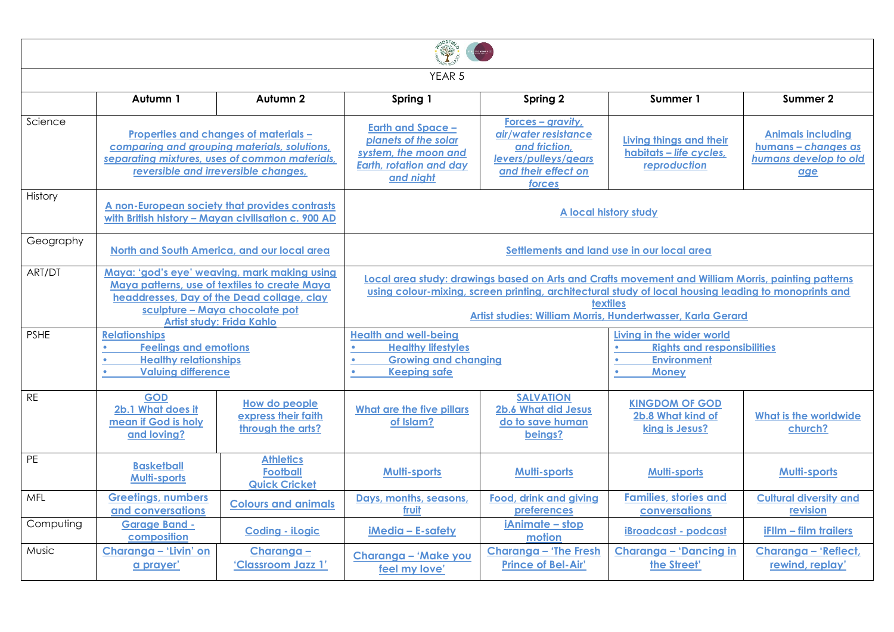# YEAR 5

| | Autumn 1 | Autumn 2 | Spring 1 | Spring 2 | Summer 1 | Summer 2 |
|---|---|---|---|---|---|---|
| Science | Properties and changes of materials – *comparing and grouping materials, solutions, separating mixtures, uses of common materials, reversible and irreversible changes,* | | Earth and Space – *planets of the solar system, the moon and Earth, rotation and day and night* | Forces – *gravity, air/water resistance and friction, levers/pulleys/gears and their effect on forces* | Living things and their habitats – *life cycles, reproduction* | Animals including humans – *changes as humans develop to old age* |
| History | A non-European society that provides contrasts with British history – Mayan civilisation c. 900 AD | | A local history study | | | |
| Geography | North and South America, and our local area | | Settlements and land use in our local area | | | |
| ART/DT | Maya: 'god's eye' weaving, mark making using Maya patterns, use of textiles to create Maya headdresses, Day of the Dead collage, clay sculpture – Maya chocolate pot<br>Artist study: Frida Kahlo | | Local area study: drawings based on Arts and Crafts movement and William Morris, painting patterns using colour-mixing, screen printing, architectural study of local housing leading to monoprints and textiles<br>Artist studies: William Morris, Hundertwasser, Karla Gerard | | | |
| PSHE | Relationships<br>• Feelings and emotions<br>• Healthy relationships<br>• Valuing difference | | Health and well-being<br>• Healthy lifestyles<br>• Growing and changing<br>• Keeping safe | | Living in the wider world<br>• Rights and responsibilities<br>• Environment<br>• Money | |
| RE | GOD<br>2b.1 What does it mean if God is holy and loving? | How do people express their faith through the arts? | What are the five pillars of Islam? | SALVATION<br>2b.6 What did Jesus do to save human beings? | KINGDOM OF GOD<br>2b.8 What kind of king is Jesus? | What is the worldwide church? |
| PE | Basketball<br>Multi-sports | Athletics<br>Football<br>Quick Cricket | Multi-sports | Multi-sports | Multi-sports | Multi-sports |
| MFL | Greetings, numbers and conversations | Colours and animals | Days, months, seasons, fruit | Food, drink and giving preferences | Families, stories and conversations | Cultural diversity and revision |
| Computing | Garage Band - composition | Coding - iLogic | iMedia – E-safety | iAnimate – stop motion | iBroadcast - podcast | iFIlm – film trailers |
| Music | Charanga – 'Livin' on a prayer' | Charanga – 'Classroom Jazz 1' | Charanga – 'Make you feel my love' | Charanga – 'The Fresh Prince of Bel-Air' | Charanga – 'Dancing in the Street' | Charanga – 'Reflect, rewind, replay' |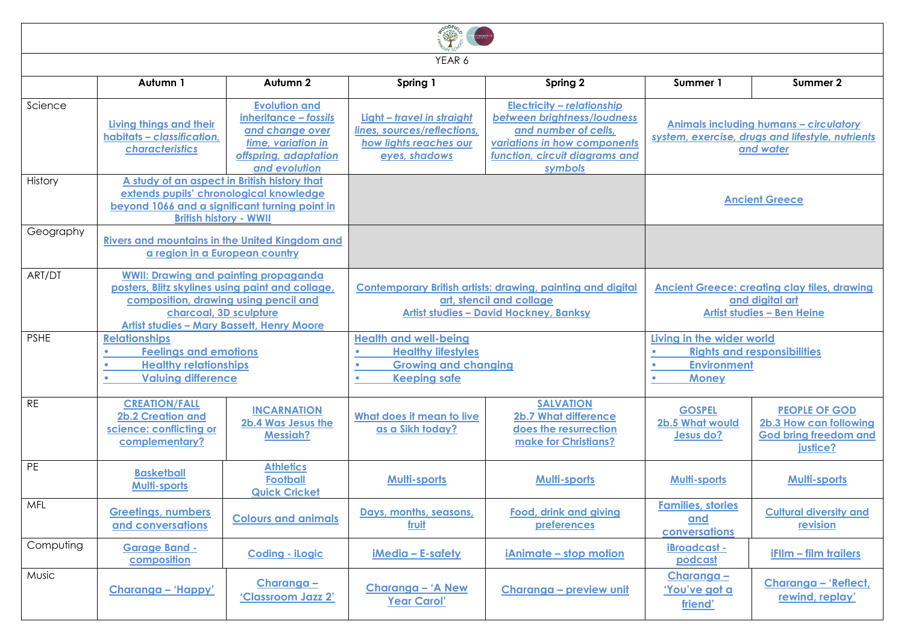YEAR 6

| | Autumn 1 | Autumn 2 | Spring 1 | Spring 2 | Summer 1 | Summer 2 |
|---|---|---|---|---|---|---|
| Science | Living things and their habitats – *classification, characteristics* | Evolution and inheritance – *fossils and change over time, variation in offspring, adaptation and evolution* | Light – *travel in straight lines, sources/reflections, how lights reaches our eyes, shadows* | Electricity – *relationship between brightness/loudness and number of cells, variations in how components function, circuit diagrams and symbols* | Animals including humans – *circulatory system, exercise, drugs and lifestyle, nutrients and water* | |
| History | A study of an aspect in British history that extends pupils' chronological knowledge beyond 1066 and a significant turning point in British history - WWII | | | | Ancient Greece | |
| Geography | Rivers and mountains in the United Kingdom and a region in a European country | | | | | |
| ART/DT | WWII: Drawing and painting propaganda posters, Blitz skylines using paint and collage, composition, drawing using pencil and charcoal, 3D sculpture<br>Artist studies – Mary Bassett, Henry Moore | | Contemporary British artists: drawing, painting and digital art, stencil and collage<br>Artist studies – David Hockney, Banksy | | Ancient Greece: creating clay tiles, drawing and digital art<br>Artist studies – Ben Heine | |
| PSHE | Relationships<br>• Feelings and emotions<br>• Healthy relationships<br>• Valuing difference | | Health and well-being<br>• Healthy lifestyles<br>• Growing and changing<br>• Keeping safe | | Living in the wider world<br>• Rights and responsibilities<br>• Environment<br>• Money | |
| RE | CREATION/FALL<br>2b.2 Creation and science: conflicting or complementary? | INCARNATION<br>2b.4 Was Jesus the Messiah? | What does it mean to live as a Sikh today? | SALVATION<br>2b.7 What difference does the resurrection make for Christians? | GOSPEL<br>2b.5 What would Jesus do? | PEOPLE OF GOD<br>2b.3 How can following God bring freedom and justice? |
| PE | Basketball<br>Multi-sports | Athletics<br>Football<br>Quick Cricket | Multi-sports | Multi-sports | Multi-sports | Multi-sports |
| MFL | Greetings, numbers and conversations | Colours and animals | Days, months, seasons, fruit | Food, drink and giving preferences | Families, stories and conversations | Cultural diversity and revision |
| Computing | Garage Band - composition | Coding - iLogic | iMedia – E-safety | iAnimate – stop motion | iBroadcast - podcast | iFIlm – film trailers |
| Music | Charanga – 'Happy' | Charanga – 'Classroom Jazz 2' | Charanga – 'A New Year Carol' | Charanga – preview unit | Charanga – 'You've got a friend' | Charanga – 'Reflect, rewind, replay' |